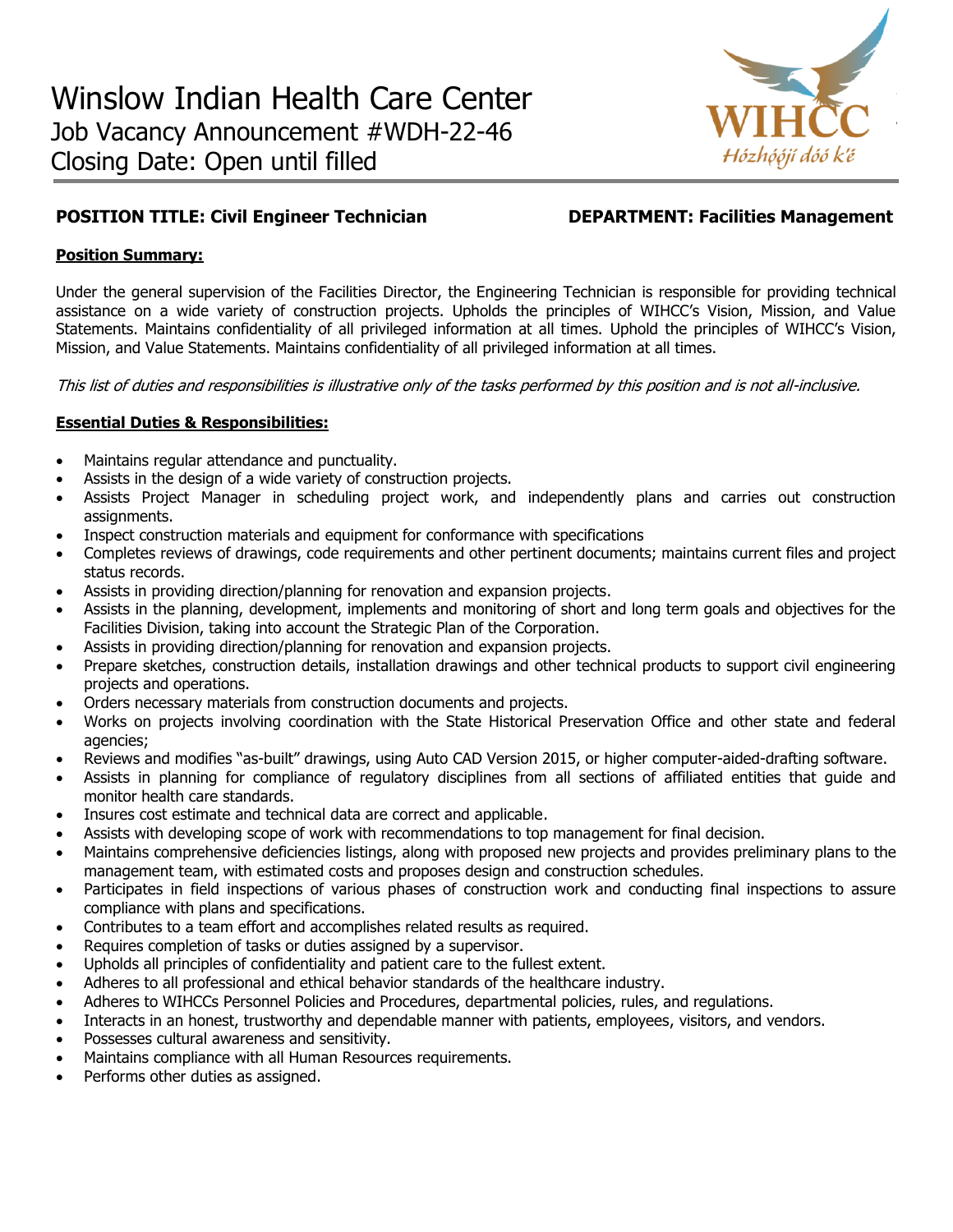# Winslow Indian Health Care Center

## Job Vacancy Announcement #WDH-22-46

## Closing Date: Open until filled

WIHCC
*Hózhóójí dóó k'é*

**POSITION TITLE: Civil Engineer Technician** **DEPARTMENT: Facilities Management**

**Position Summary:**

Under the general supervision of the Facilities Director, the Engineering Technician is responsible for providing technical assistance on a wide variety of construction projects. Upholds the principles of WIHCC's Vision, Mission, and Value Statements. Maintains confidentiality of all privileged information at all times. Uphold the principles of WIHCC's Vision, Mission, and Value Statements. Maintains confidentiality of all privileged information at all times.

*This list of duties and responsibilities is illustrative only of the tasks performed by this position and is not all-inclusive.*

**Essential Duties & Responsibilities:**

- Maintains regular attendance and punctuality.
- Assists in the design of a wide variety of construction projects.
- Assists Project Manager in scheduling project work, and independently plans and carries out construction assignments.
- Inspect construction materials and equipment for conformance with specifications
- Completes reviews of drawings, code requirements and other pertinent documents; maintains current files and project status records.
- Assists in providing direction/planning for renovation and expansion projects.
- Assists in the planning, development, implements and monitoring of short and long term goals and objectives for the Facilities Division, taking into account the Strategic Plan of the Corporation.
- Assists in providing direction/planning for renovation and expansion projects.
- Prepare sketches, construction details, installation drawings and other technical products to support civil engineering projects and operations.
- Orders necessary materials from construction documents and projects.
- Works on projects involving coordination with the State Historical Preservation Office and other state and federal agencies;
- Reviews and modifies "as-built" drawings, using Auto CAD Version 2015, or higher computer-aided-drafting software.
- Assists in planning for compliance of regulatory disciplines from all sections of affiliated entities that guide and monitor health care standards.
- Insures cost estimate and technical data are correct and applicable.
- Assists with developing scope of work with recommendations to top management for final decision.
- Maintains comprehensive deficiencies listings, along with proposed new projects and provides preliminary plans to the management team, with estimated costs and proposes design and construction schedules.
- Participates in field inspections of various phases of construction work and conducting final inspections to assure compliance with plans and specifications.
- Contributes to a team effort and accomplishes related results as required.
- Requires completion of tasks or duties assigned by a supervisor.
- Upholds all principles of confidentiality and patient care to the fullest extent.
- Adheres to all professional and ethical behavior standards of the healthcare industry.
- Adheres to WIHCCs Personnel Policies and Procedures, departmental policies, rules, and regulations.
- Interacts in an honest, trustworthy and dependable manner with patients, employees, visitors, and vendors.
- Possesses cultural awareness and sensitivity.
- Maintains compliance with all Human Resources requirements.
- Performs other duties as assigned.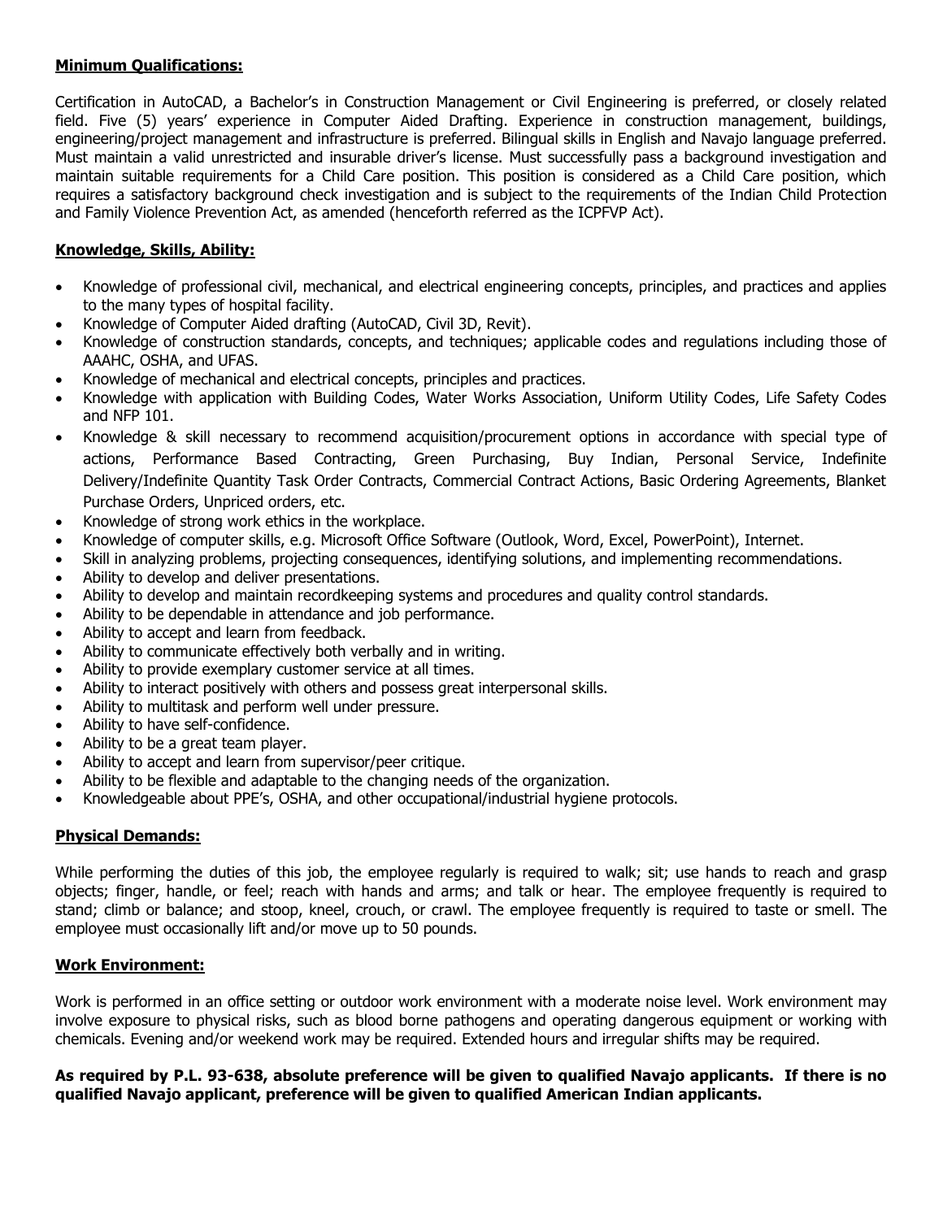**Minimum Qualifications:**

Certification in AutoCAD, a Bachelor's in Construction Management or Civil Engineering is preferred, or closely related field. Five (5) years' experience in Computer Aided Drafting. Experience in construction management, buildings, engineering/project management and infrastructure is preferred. Bilingual skills in English and Navajo language preferred. Must maintain a valid unrestricted and insurable driver's license. Must successfully pass a background investigation and maintain suitable requirements for a Child Care position. This position is considered as a Child Care position, which requires a satisfactory background check investigation and is subject to the requirements of the Indian Child Protection and Family Violence Prevention Act, as amended (henceforth referred as the ICPFVP Act).

**Knowledge, Skills, Ability:**

- Knowledge of professional civil, mechanical, and electrical engineering concepts, principles, and practices and applies to the many types of hospital facility.
- Knowledge of Computer Aided drafting (AutoCAD, Civil 3D, Revit).
- Knowledge of construction standards, concepts, and techniques; applicable codes and regulations including those of AAAHC, OSHA, and UFAS.
- Knowledge of mechanical and electrical concepts, principles and practices.
- Knowledge with application with Building Codes, Water Works Association, Uniform Utility Codes, Life Safety Codes and NFP 101.
- Knowledge & skill necessary to recommend acquisition/procurement options in accordance with special type of actions, Performance Based Contracting, Green Purchasing, Buy Indian, Personal Service, Indefinite Delivery/Indefinite Quantity Task Order Contracts, Commercial Contract Actions, Basic Ordering Agreements, Blanket Purchase Orders, Unpriced orders, etc.
- Knowledge of strong work ethics in the workplace.
- Knowledge of computer skills, e.g. Microsoft Office Software (Outlook, Word, Excel, PowerPoint), Internet.
- Skill in analyzing problems, projecting consequences, identifying solutions, and implementing recommendations.
- Ability to develop and deliver presentations.
- Ability to develop and maintain recordkeeping systems and procedures and quality control standards.
- Ability to be dependable in attendance and job performance.
- Ability to accept and learn from feedback.
- Ability to communicate effectively both verbally and in writing.
- Ability to provide exemplary customer service at all times.
- Ability to interact positively with others and possess great interpersonal skills.
- Ability to multitask and perform well under pressure.
- Ability to have self-confidence.
- Ability to be a great team player.
- Ability to accept and learn from supervisor/peer critique.
- Ability to be flexible and adaptable to the changing needs of the organization.
- Knowledgeable about PPE's, OSHA, and other occupational/industrial hygiene protocols.

**Physical Demands:**

While performing the duties of this job, the employee regularly is required to walk; sit; use hands to reach and grasp objects; finger, handle, or feel; reach with hands and arms; and talk or hear. The employee frequently is required to stand; climb or balance; and stoop, kneel, crouch, or crawl. The employee frequently is required to taste or smell. The employee must occasionally lift and/or move up to 50 pounds.

**Work Environment:**

Work is performed in an office setting or outdoor work environment with a moderate noise level. Work environment may involve exposure to physical risks, such as blood borne pathogens and operating dangerous equipment or working with chemicals. Evening and/or weekend work may be required. Extended hours and irregular shifts may be required.

**As required by P.L. 93-638, absolute preference will be given to qualified Navajo applicants. If there is no qualified Navajo applicant, preference will be given to qualified American Indian applicants.**